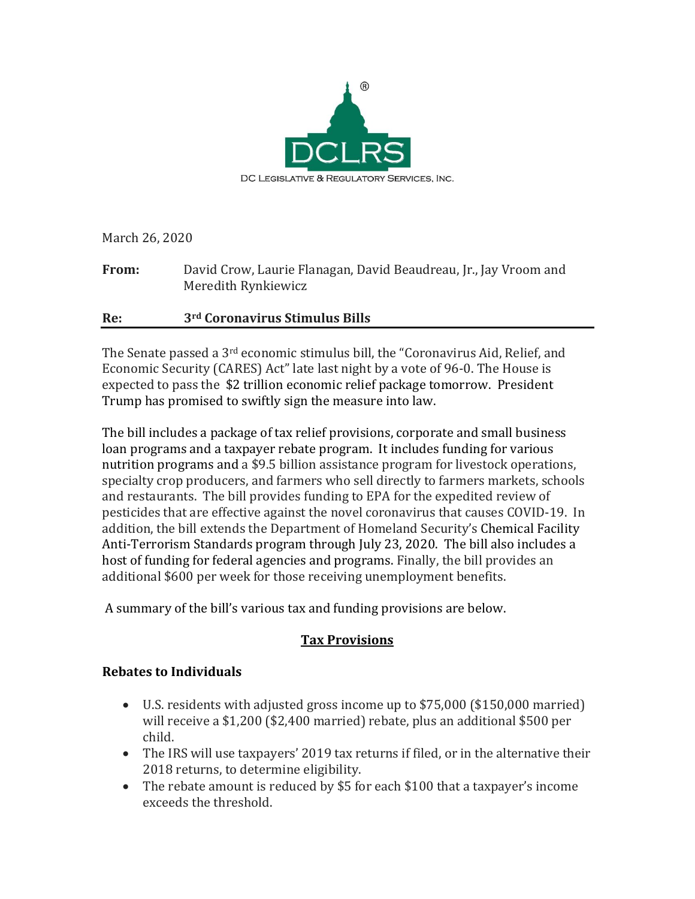DCLRS

DC Legislative & Regulatory Services, Inc.

March 26, 2020

**From:** David Crow, Laurie Flanagan, David Beaudreau, Jr., Jay Vroom and Meredith Rynkiewicz

**Re:** **3rd Coronavirus Stimulus Bills**

---

The Senate passed a 3rd economic stimulus bill, the "Coronavirus Aid, Relief, and Economic Security (CARES) Act" late last night by a vote of 96-0. The House is expected to pass the $2 trillion economic relief package tomorrow. President Trump has promised to swiftly sign the measure into law.

The bill includes a package of tax relief provisions, corporate and small business loan programs and a taxpayer rebate program. It includes funding for various nutrition programs and a $9.5 billion assistance program for livestock operations, specialty crop producers, and farmers who sell directly to farmers markets, schools and restaurants. The bill provides funding to EPA for the expedited review of pesticides that are effective against the novel coronavirus that causes COVID-19. In addition, the bill extends the Department of Homeland Security's Chemical Facility Anti-Terrorism Standards program through July 23, 2020. The bill also includes a host of funding for federal agencies and programs. Finally, the bill provides an additional $600 per week for those receiving unemployment benefits.

A summary of the bill's various tax and funding provisions are below.

## Tax Provisions

### Rebates to Individuals

- U.S. residents with adjusted gross income up to $75,000 ($150,000 married) will receive a $1,200 ($2,400 married) rebate, plus an additional $500 per child.
- The IRS will use taxpayers' 2019 tax returns if filed, or in the alternative their 2018 returns, to determine eligibility.
- The rebate amount is reduced by $5 for each $100 that a taxpayer's income exceeds the threshold.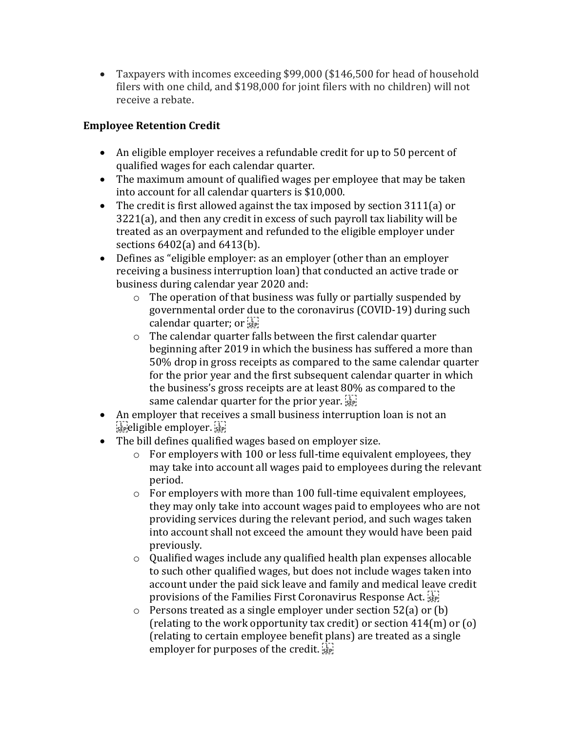- Taxpayers with incomes exceeding $99,000 ($146,500 for head of household filers with one child, and $198,000 for joint filers with no children) will not receive a rebate.

**Employee Retention Credit**

- An eligible employer receives a refundable credit for up to 50 percent of qualified wages for each calendar quarter.
- The maximum amount of qualified wages per employee that may be taken into account for all calendar quarters is $10,000.
- The credit is first allowed against the tax imposed by section 3111(a) or 3221(a), and then any credit in excess of such payroll tax liability will be treated as an overpayment and refunded to the eligible employer under sections 6402(a) and 6413(b).
- Defines as "eligible employer: as an employer (other than an employer receiving a business interruption loan) that conducted an active trade or business during calendar year 2020 and:
    - The operation of that business was fully or partially suspended by governmental order due to the coronavirus (COVID-19) during such calendar quarter; or
    - The calendar quarter falls between the first calendar quarter beginning after 2019 in which the business has suffered a more than 50% drop in gross receipts as compared to the same calendar quarter for the prior year and the first subsequent calendar quarter in which the business's gross receipts are at least 80% as compared to the same calendar quarter for the prior year.
- An employer that receives a small business interruption loan is not an eligible employer.
- The bill defines qualified wages based on employer size.
    - For employers with 100 or less full-time equivalent employees, they may take into account all wages paid to employees during the relevant period.
    - For employers with more than 100 full-time equivalent employees, they may only take into account wages paid to employees who are not providing services during the relevant period, and such wages taken into account shall not exceed the amount they would have been paid previously.
    - Qualified wages include any qualified health plan expenses allocable to such other qualified wages, but does not include wages taken into account under the paid sick leave and family and medical leave credit provisions of the Families First Coronavirus Response Act.
    - Persons treated as a single employer under section 52(a) or (b) (relating to the work opportunity tax credit) or section 414(m) or (o) (relating to certain employee benefit plans) are treated as a single employer for purposes of the credit.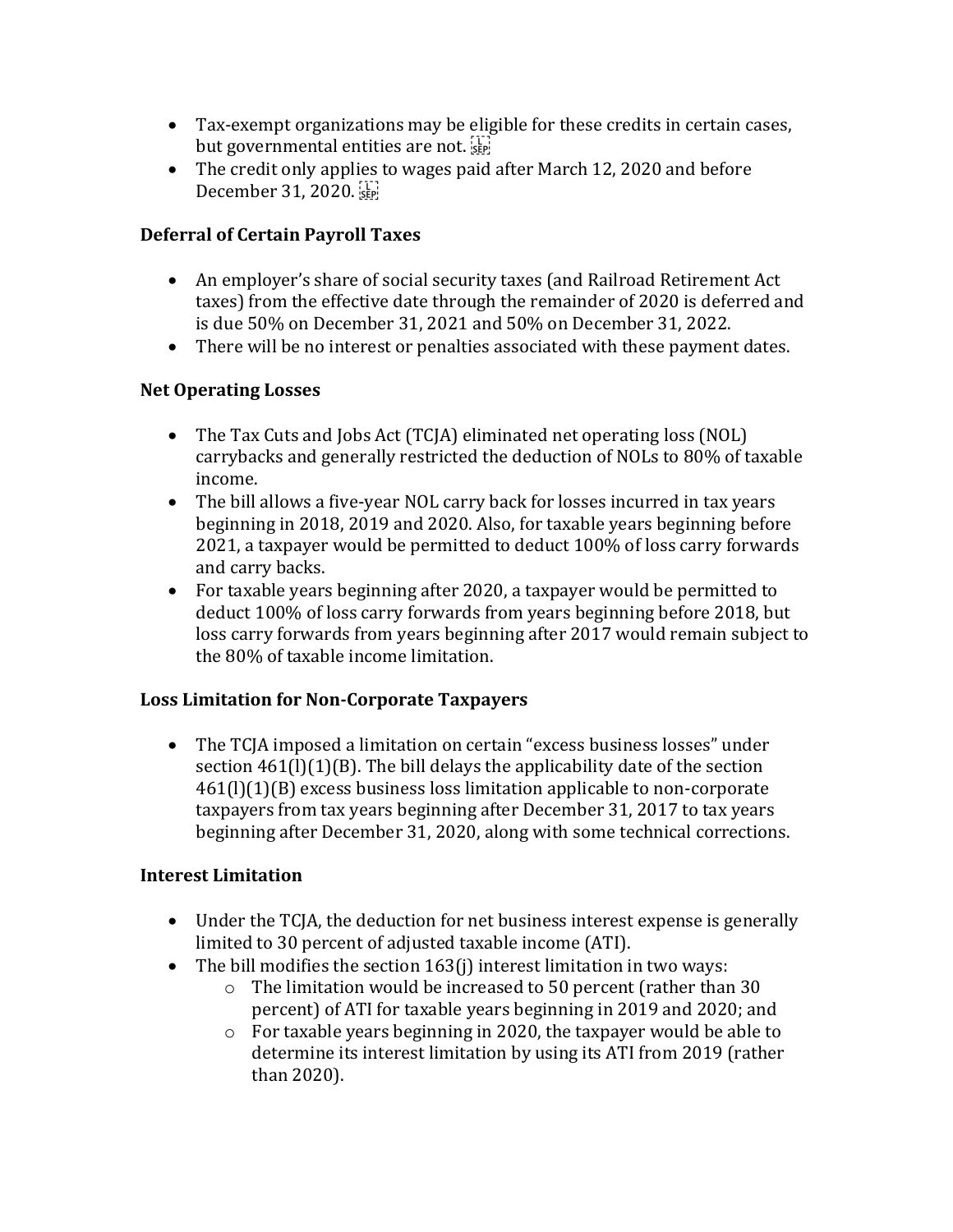- Tax-exempt organizations may be eligible for these credits in certain cases, but governmental entities are not.
- The credit only applies to wages paid after March 12, 2020 and before December 31, 2020.

**Deferral of Certain Payroll Taxes**

- An employer's share of social security taxes (and Railroad Retirement Act taxes) from the effective date through the remainder of 2020 is deferred and is due 50% on December 31, 2021 and 50% on December 31, 2022.
- There will be no interest or penalties associated with these payment dates.

**Net Operating Losses**

- The Tax Cuts and Jobs Act (TCJA) eliminated net operating loss (NOL) carrybacks and generally restricted the deduction of NOLs to 80% of taxable income.
- The bill allows a five-year NOL carry back for losses incurred in tax years beginning in 2018, 2019 and 2020. Also, for taxable years beginning before 2021, a taxpayer would be permitted to deduct 100% of loss carry forwards and carry backs.
- For taxable years beginning after 2020, a taxpayer would be permitted to deduct 100% of loss carry forwards from years beginning before 2018, but loss carry forwards from years beginning after 2017 would remain subject to the 80% of taxable income limitation.

**Loss Limitation for Non-Corporate Taxpayers**

- The TCJA imposed a limitation on certain "excess business losses" under section 461(l)(1)(B). The bill delays the applicability date of the section 461(l)(1)(B) excess business loss limitation applicable to non-corporate taxpayers from tax years beginning after December 31, 2017 to tax years beginning after December 31, 2020, along with some technical corrections.

**Interest Limitation**

- Under the TCJA, the deduction for net business interest expense is generally limited to 30 percent of adjusted taxable income (ATI).
- The bill modifies the section 163(j) interest limitation in two ways:
    - The limitation would be increased to 50 percent (rather than 30 percent) of ATI for taxable years beginning in 2019 and 2020; and
    - For taxable years beginning in 2020, the taxpayer would be able to determine its interest limitation by using its ATI from 2019 (rather than 2020).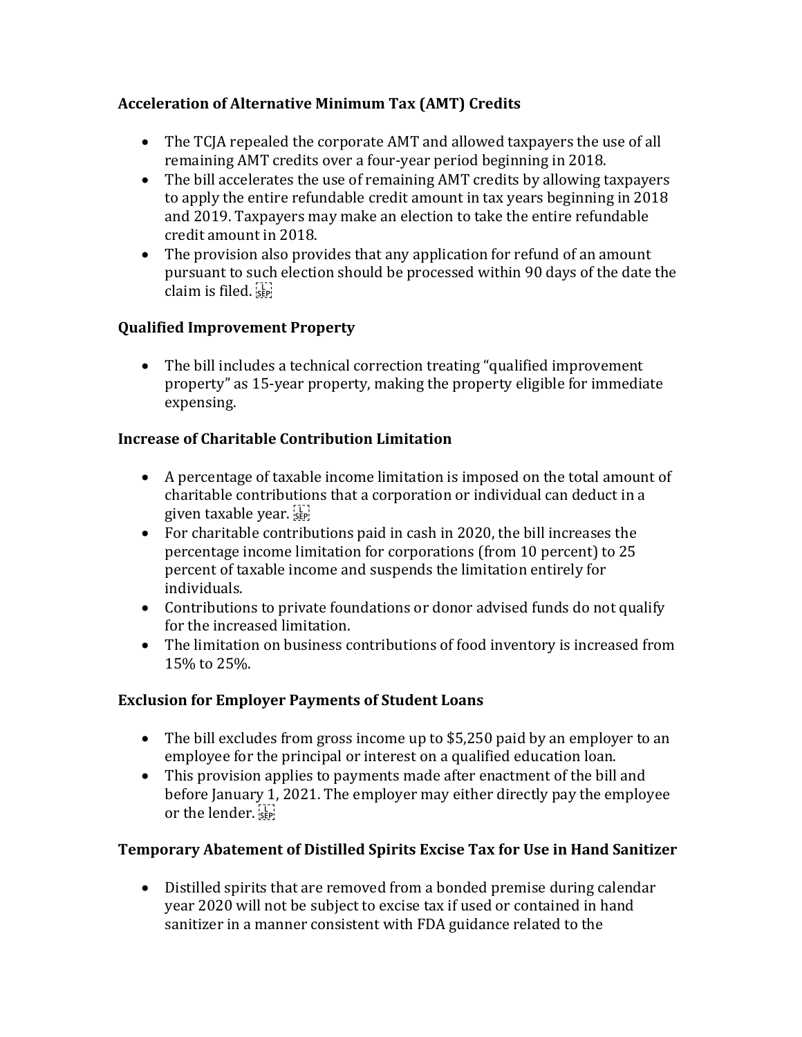**Acceleration of Alternative Minimum Tax (AMT) Credits**

- The TCJA repealed the corporate AMT and allowed taxpayers the use of all remaining AMT credits over a four-year period beginning in 2018.
- The bill accelerates the use of remaining AMT credits by allowing taxpayers to apply the entire refundable credit amount in tax years beginning in 2018 and 2019. Taxpayers may make an election to take the entire refundable credit amount in 2018.
- The provision also provides that any application for refund of an amount pursuant to such election should be processed within 90 days of the date the claim is filed.

**Qualified Improvement Property**

- The bill includes a technical correction treating "qualified improvement property" as 15-year property, making the property eligible for immediate expensing.

**Increase of Charitable Contribution Limitation**

- A percentage of taxable income limitation is imposed on the total amount of charitable contributions that a corporation or individual can deduct in a given taxable year.
- For charitable contributions paid in cash in 2020, the bill increases the percentage income limitation for corporations (from 10 percent) to 25 percent of taxable income and suspends the limitation entirely for individuals.
- Contributions to private foundations or donor advised funds do not qualify for the increased limitation.
- The limitation on business contributions of food inventory is increased from 15% to 25%.

**Exclusion for Employer Payments of Student Loans**

- The bill excludes from gross income up to $5,250 paid by an employer to an employee for the principal or interest on a qualified education loan.
- This provision applies to payments made after enactment of the bill and before January 1, 2021. The employer may either directly pay the employee or the lender.

**Temporary Abatement of Distilled Spirits Excise Tax for Use in Hand Sanitizer**

- Distilled spirits that are removed from a bonded premise during calendar year 2020 will not be subject to excise tax if used or contained in hand sanitizer in a manner consistent with FDA guidance related to the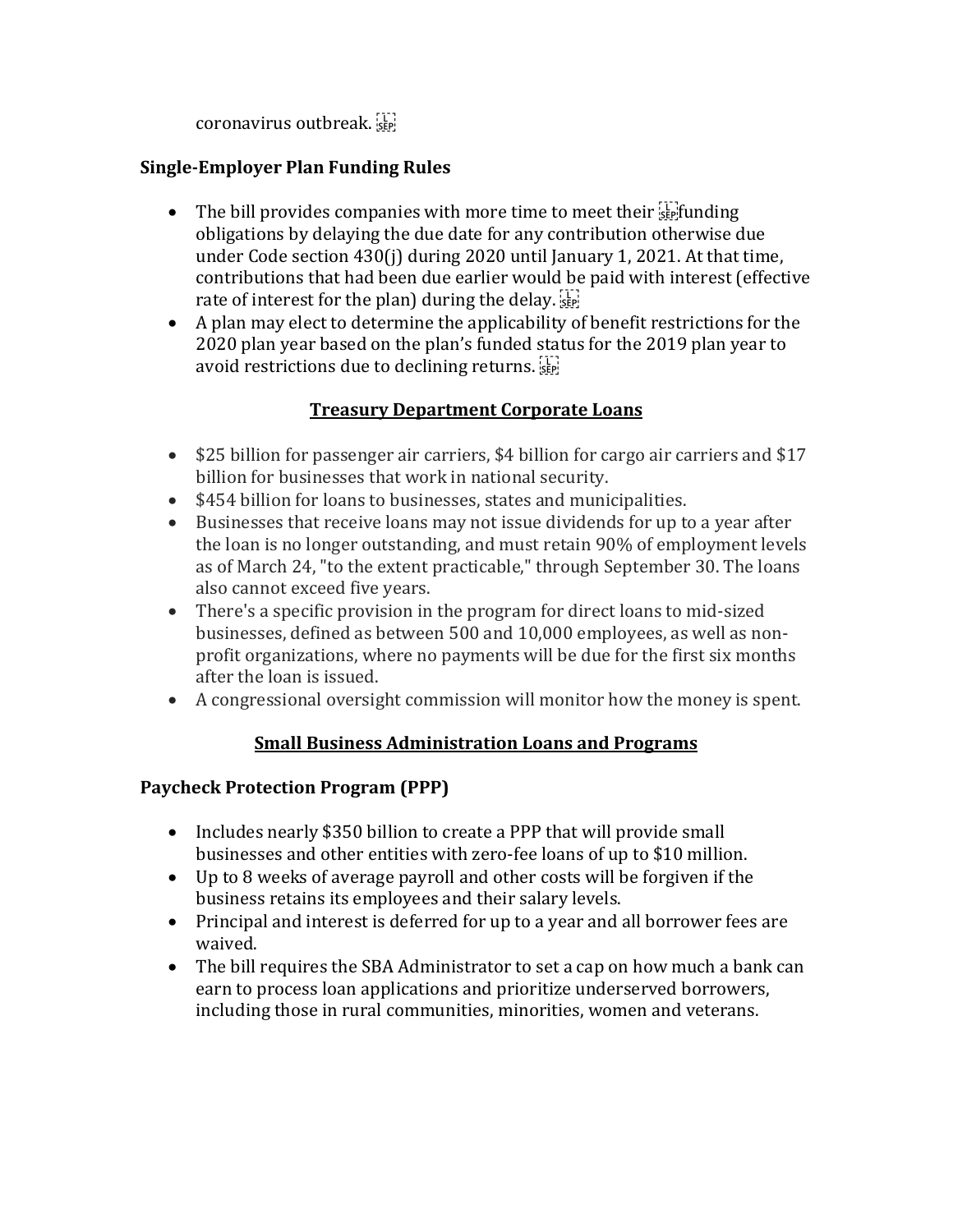coronavirus outbreak.

**Single-Employer Plan Funding Rules**

- The bill provides companies with more time to meet their funding obligations by delaying the due date for any contribution otherwise due under Code section 430(j) during 2020 until January 1, 2021. At that time, contributions that had been due earlier would be paid with interest (effective rate of interest for the plan) during the delay.
- A plan may elect to determine the applicability of benefit restrictions for the 2020 plan year based on the plan's funded status for the 2019 plan year to avoid restrictions due to declining returns.

## Treasury Department Corporate Loans

- $25 billion for passenger air carriers, $4 billion for cargo air carriers and $17 billion for businesses that work in national security.
- $454 billion for loans to businesses, states and municipalities.
- Businesses that receive loans may not issue dividends for up to a year after the loan is no longer outstanding, and must retain 90% of employment levels as of March 24, "to the extent practicable," through September 30. The loans also cannot exceed five years.
- There's a specific provision in the program for direct loans to mid-sized businesses, defined as between 500 and 10,000 employees, as well as non-profit organizations, where no payments will be due for the first six months after the loan is issued.
- A congressional oversight commission will monitor how the money is spent.

## Small Business Administration Loans and Programs

**Paycheck Protection Program (PPP)**

- Includes nearly $350 billion to create a PPP that will provide small businesses and other entities with zero-fee loans of up to $10 million.
- Up to 8 weeks of average payroll and other costs will be forgiven if the business retains its employees and their salary levels.
- Principal and interest is deferred for up to a year and all borrower fees are waived.
- The bill requires the SBA Administrator to set a cap on how much a bank can earn to process loan applications and prioritize underserved borrowers, including those in rural communities, minorities, women and veterans.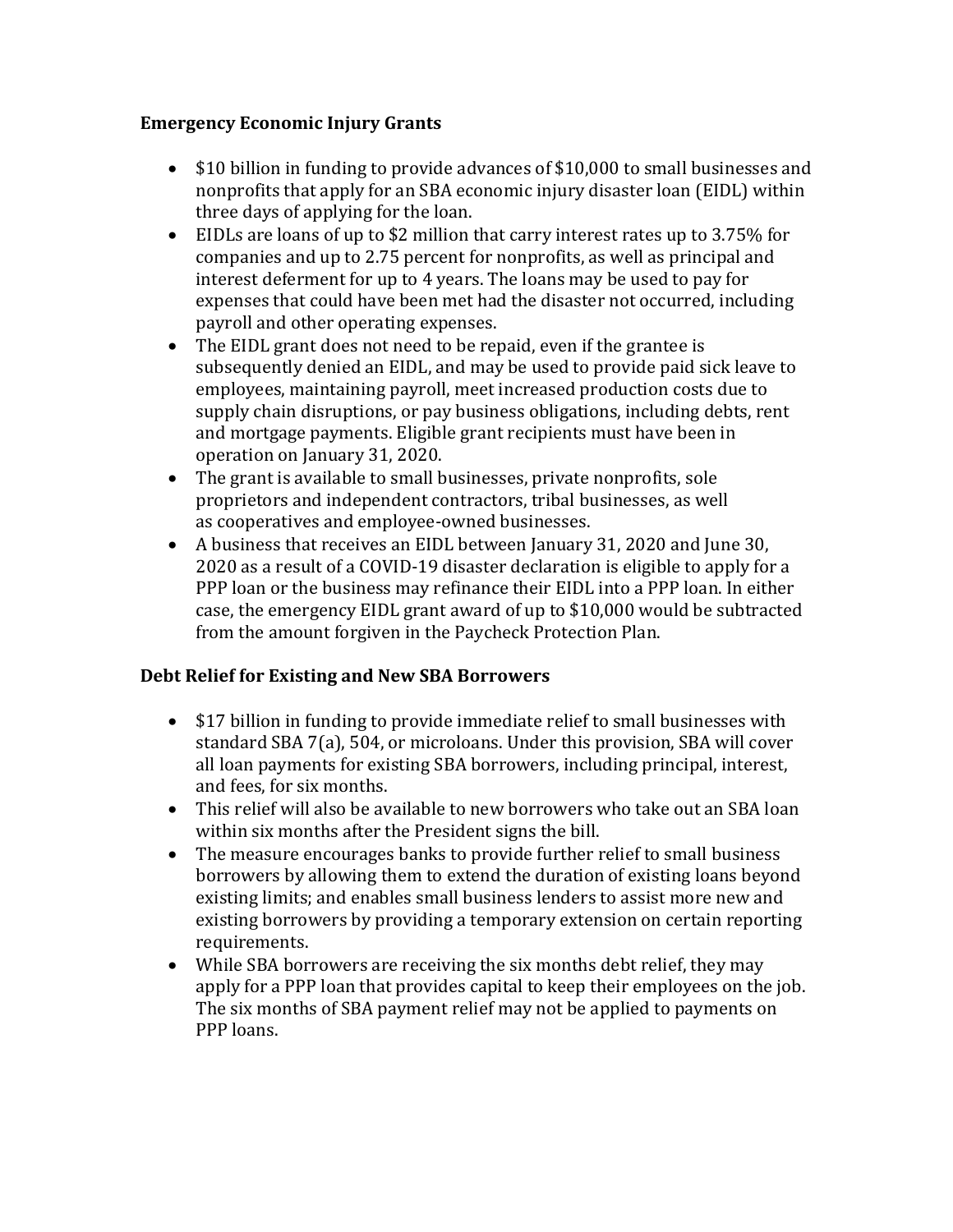**Emergency Economic Injury Grants**

- $10 billion in funding to provide advances of $10,000 to small businesses and nonprofits that apply for an SBA economic injury disaster loan (EIDL) within three days of applying for the loan.
- EIDLs are loans of up to $2 million that carry interest rates up to 3.75% for companies and up to 2.75 percent for nonprofits, as well as principal and interest deferment for up to 4 years. The loans may be used to pay for expenses that could have been met had the disaster not occurred, including payroll and other operating expenses.
- The EIDL grant does not need to be repaid, even if the grantee is subsequently denied an EIDL, and may be used to provide paid sick leave to employees, maintaining payroll, meet increased production costs due to supply chain disruptions, or pay business obligations, including debts, rent and mortgage payments. Eligible grant recipients must have been in operation on January 31, 2020.
- The grant is available to small businesses, private nonprofits, sole proprietors and independent contractors, tribal businesses, as well as cooperatives and employee-owned businesses.
- A business that receives an EIDL between January 31, 2020 and June 30, 2020 as a result of a COVID-19 disaster declaration is eligible to apply for a PPP loan or the business may refinance their EIDL into a PPP loan. In either case, the emergency EIDL grant award of up to $10,000 would be subtracted from the amount forgiven in the Paycheck Protection Plan.

**Debt Relief for Existing and New SBA Borrowers**

- $17 billion in funding to provide immediate relief to small businesses with standard SBA 7(a), 504, or microloans. Under this provision, SBA will cover all loan payments for existing SBA borrowers, including principal, interest, and fees, for six months.
- This relief will also be available to new borrowers who take out an SBA loan within six months after the President signs the bill.
- The measure encourages banks to provide further relief to small business borrowers by allowing them to extend the duration of existing loans beyond existing limits; and enables small business lenders to assist more new and existing borrowers by providing a temporary extension on certain reporting requirements.
- While SBA borrowers are receiving the six months debt relief, they may apply for a PPP loan that provides capital to keep their employees on the job. The six months of SBA payment relief may not be applied to payments on PPP loans.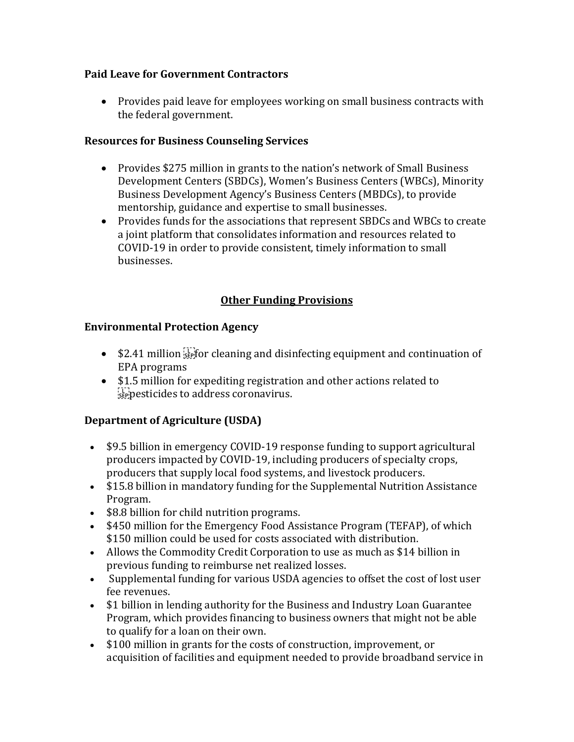### Paid Leave for Government Contractors

- Provides paid leave for employees working on small business contracts with the federal government.

### Resources for Business Counseling Services

- Provides $275 million in grants to the nation's network of Small Business Development Centers (SBDCs), Women's Business Centers (WBCs), Minority Business Development Agency's Business Centers (MBDCs), to provide mentorship, guidance and expertise to small businesses.
- Provides funds for the associations that represent SBDCs and WBCs to create a joint platform that consolidates information and resources related to COVID-19 in order to provide consistent, timely information to small businesses.

## Other Funding Provisions

### Environmental Protection Agency

- $2.41 million for cleaning and disinfecting equipment and continuation of EPA programs
- $1.5 million for expediting registration and other actions related to pesticides to address coronavirus.

### Department of Agriculture (USDA)

- $9.5 billion in emergency COVID-19 response funding to support agricultural producers impacted by COVID-19, including producers of specialty crops, producers that supply local food systems, and livestock producers.
- $15.8 billion in mandatory funding for the Supplemental Nutrition Assistance Program.
- $8.8 billion for child nutrition programs.
- $450 million for the Emergency Food Assistance Program (TEFAP), of which $150 million could be used for costs associated with distribution.
- Allows the Commodity Credit Corporation to use as much as $14 billion in previous funding to reimburse net realized losses.
- Supplemental funding for various USDA agencies to offset the cost of lost user fee revenues.
- $1 billion in lending authority for the Business and Industry Loan Guarantee Program, which provides financing to business owners that might not be able to qualify for a loan on their own.
- $100 million in grants for the costs of construction, improvement, or acquisition of facilities and equipment needed to provide broadband service in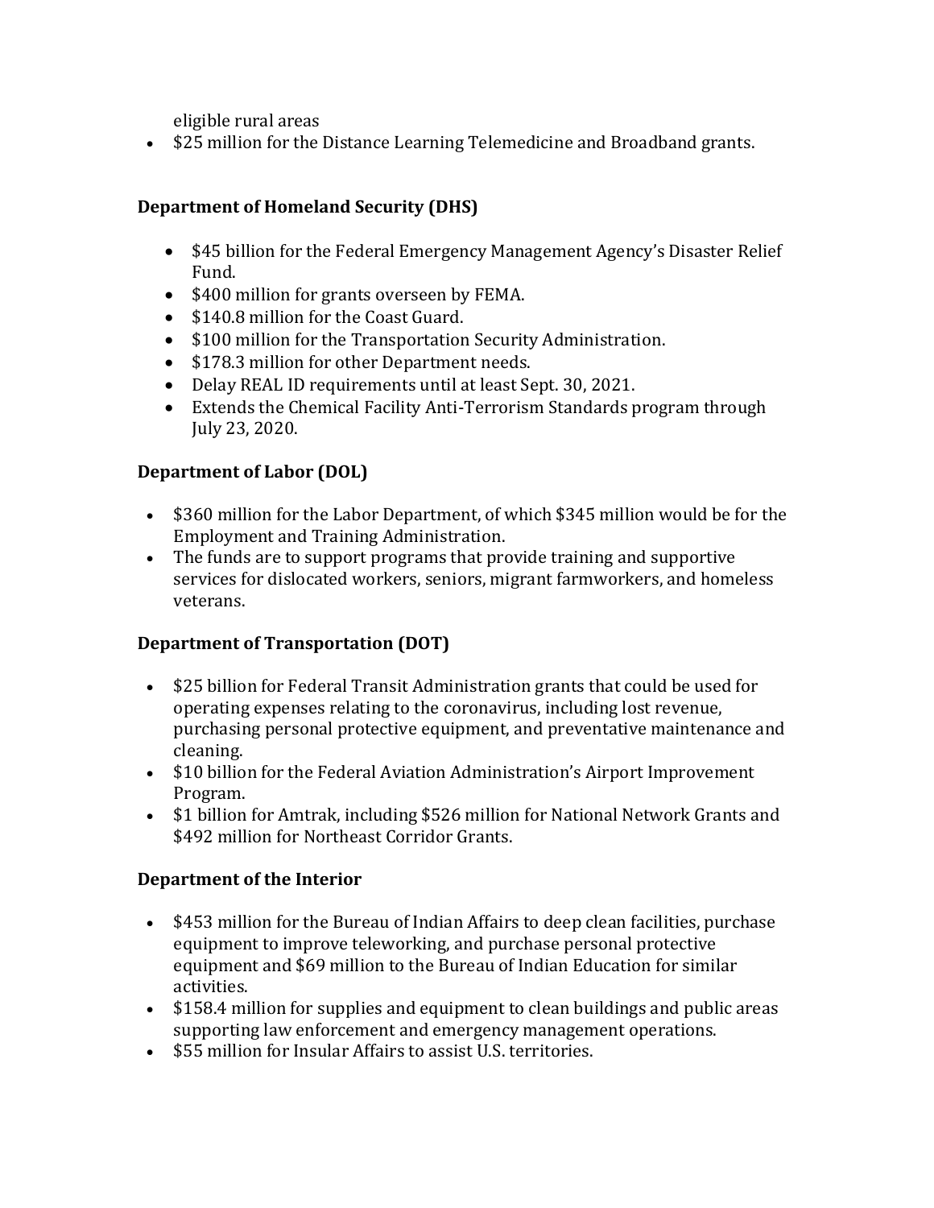eligible rural areas

- $25 million for the Distance Learning Telemedicine and Broadband grants.

**Department of Homeland Security (DHS)**

- $45 billion for the Federal Emergency Management Agency's Disaster Relief Fund.
- $400 million for grants overseen by FEMA.
- $140.8 million for the Coast Guard.
- $100 million for the Transportation Security Administration.
- $178.3 million for other Department needs.
- Delay REAL ID requirements until at least Sept. 30, 2021.
- Extends the Chemical Facility Anti-Terrorism Standards program through July 23, 2020.

**Department of Labor (DOL)**

- $360 million for the Labor Department, of which $345 million would be for the Employment and Training Administration.
- The funds are to support programs that provide training and supportive services for dislocated workers, seniors, migrant farmworkers, and homeless veterans.

**Department of Transportation (DOT)**

- $25 billion for Federal Transit Administration grants that could be used for operating expenses relating to the coronavirus, including lost revenue, purchasing personal protective equipment, and preventative maintenance and cleaning.
- $10 billion for the Federal Aviation Administration's Airport Improvement Program.
- $1 billion for Amtrak, including $526 million for National Network Grants and $492 million for Northeast Corridor Grants.

**Department of the Interior**

- $453 million for the Bureau of Indian Affairs to deep clean facilities, purchase equipment to improve teleworking, and purchase personal protective equipment and $69 million to the Bureau of Indian Education for similar activities.
- $158.4 million for supplies and equipment to clean buildings and public areas supporting law enforcement and emergency management operations.
- $55 million for Insular Affairs to assist U.S. territories.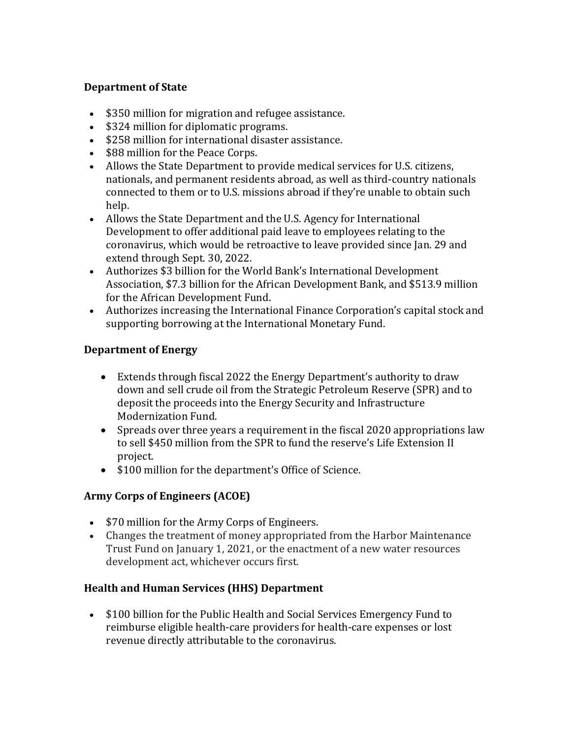**Department of State**

- $350 million for migration and refugee assistance.
- $324 million for diplomatic programs.
- $258 million for international disaster assistance.
- $88 million for the Peace Corps.
- Allows the State Department to provide medical services for U.S. citizens, nationals, and permanent residents abroad, as well as third-country nationals connected to them or to U.S. missions abroad if they're unable to obtain such help.
- Allows the State Department and the U.S. Agency for International Development to offer additional paid leave to employees relating to the coronavirus, which would be retroactive to leave provided since Jan. 29 and extend through Sept. 30, 2022.
- Authorizes $3 billion for the World Bank's International Development Association, $7.3 billion for the African Development Bank, and $513.9 million for the African Development Fund.
- Authorizes increasing the International Finance Corporation's capital stock and supporting borrowing at the International Monetary Fund.

**Department of Energy**

- Extends through fiscal 2022 the Energy Department's authority to draw down and sell crude oil from the Strategic Petroleum Reserve (SPR) and to deposit the proceeds into the Energy Security and Infrastructure Modernization Fund.
- Spreads over three years a requirement in the fiscal 2020 appropriations law to sell $450 million from the SPR to fund the reserve's Life Extension II project.
- $100 million for the department's Office of Science.

**Army Corps of Engineers (ACOE)**

- $70 million for the Army Corps of Engineers.
- Changes the treatment of money appropriated from the Harbor Maintenance Trust Fund on January 1, 2021, or the enactment of a new water resources development act, whichever occurs first.

**Health and Human Services (HHS) Department**

- $100 billion for the Public Health and Social Services Emergency Fund to reimburse eligible health-care providers for health-care expenses or lost revenue directly attributable to the coronavirus.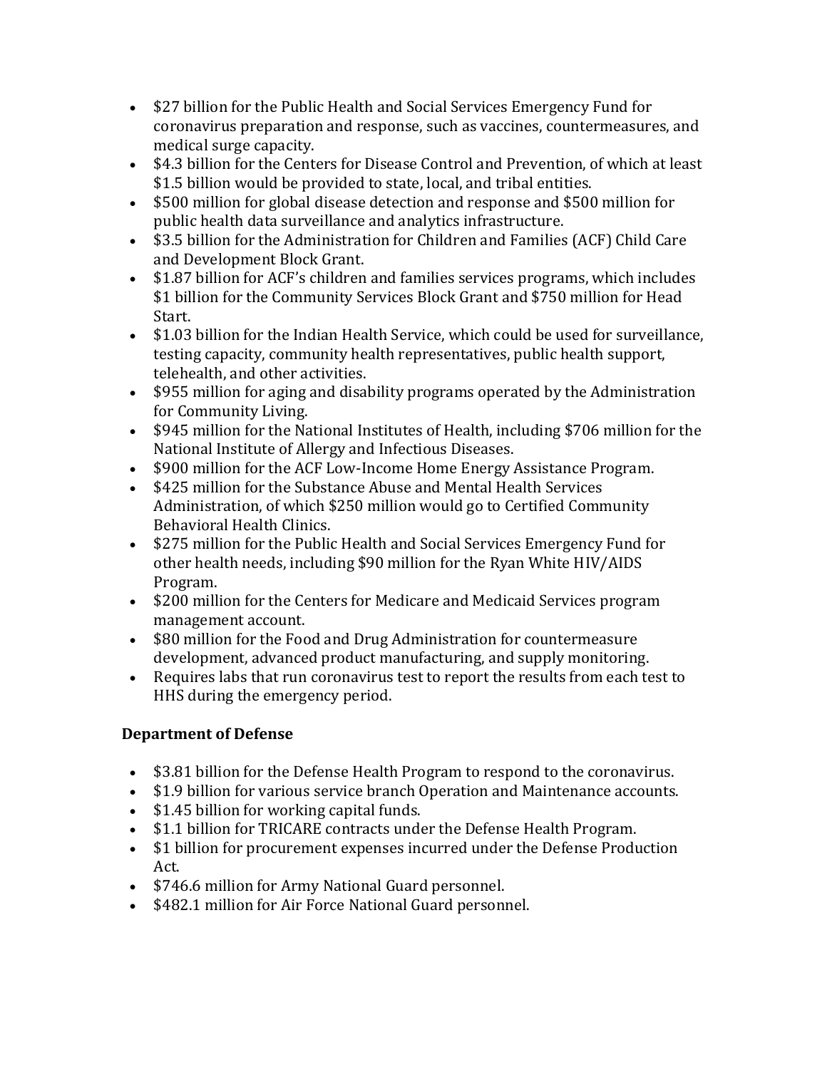- $27 billion for the Public Health and Social Services Emergency Fund for coronavirus preparation and response, such as vaccines, countermeasures, and medical surge capacity.
- $4.3 billion for the Centers for Disease Control and Prevention, of which at least $1.5 billion would be provided to state, local, and tribal entities.
- $500 million for global disease detection and response and $500 million for public health data surveillance and analytics infrastructure.
- $3.5 billion for the Administration for Children and Families (ACF) Child Care and Development Block Grant.
- $1.87 billion for ACF's children and families services programs, which includes $1 billion for the Community Services Block Grant and $750 million for Head Start.
- $1.03 billion for the Indian Health Service, which could be used for surveillance, testing capacity, community health representatives, public health support, telehealth, and other activities.
- $955 million for aging and disability programs operated by the Administration for Community Living.
- $945 million for the National Institutes of Health, including $706 million for the National Institute of Allergy and Infectious Diseases.
- $900 million for the ACF Low-Income Home Energy Assistance Program.
- $425 million for the Substance Abuse and Mental Health Services Administration, of which $250 million would go to Certified Community Behavioral Health Clinics.
- $275 million for the Public Health and Social Services Emergency Fund for other health needs, including $90 million for the Ryan White HIV/AIDS Program.
- $200 million for the Centers for Medicare and Medicaid Services program management account.
- $80 million for the Food and Drug Administration for countermeasure development, advanced product manufacturing, and supply monitoring.
- Requires labs that run coronavirus test to report the results from each test to HHS during the emergency period.

**Department of Defense**

- $3.81 billion for the Defense Health Program to respond to the coronavirus.
- $1.9 billion for various service branch Operation and Maintenance accounts.
- $1.45 billion for working capital funds.
- $1.1 billion for TRICARE contracts under the Defense Health Program.
- $1 billion for procurement expenses incurred under the Defense Production Act.
- $746.6 million for Army National Guard personnel.
- $482.1 million for Air Force National Guard personnel.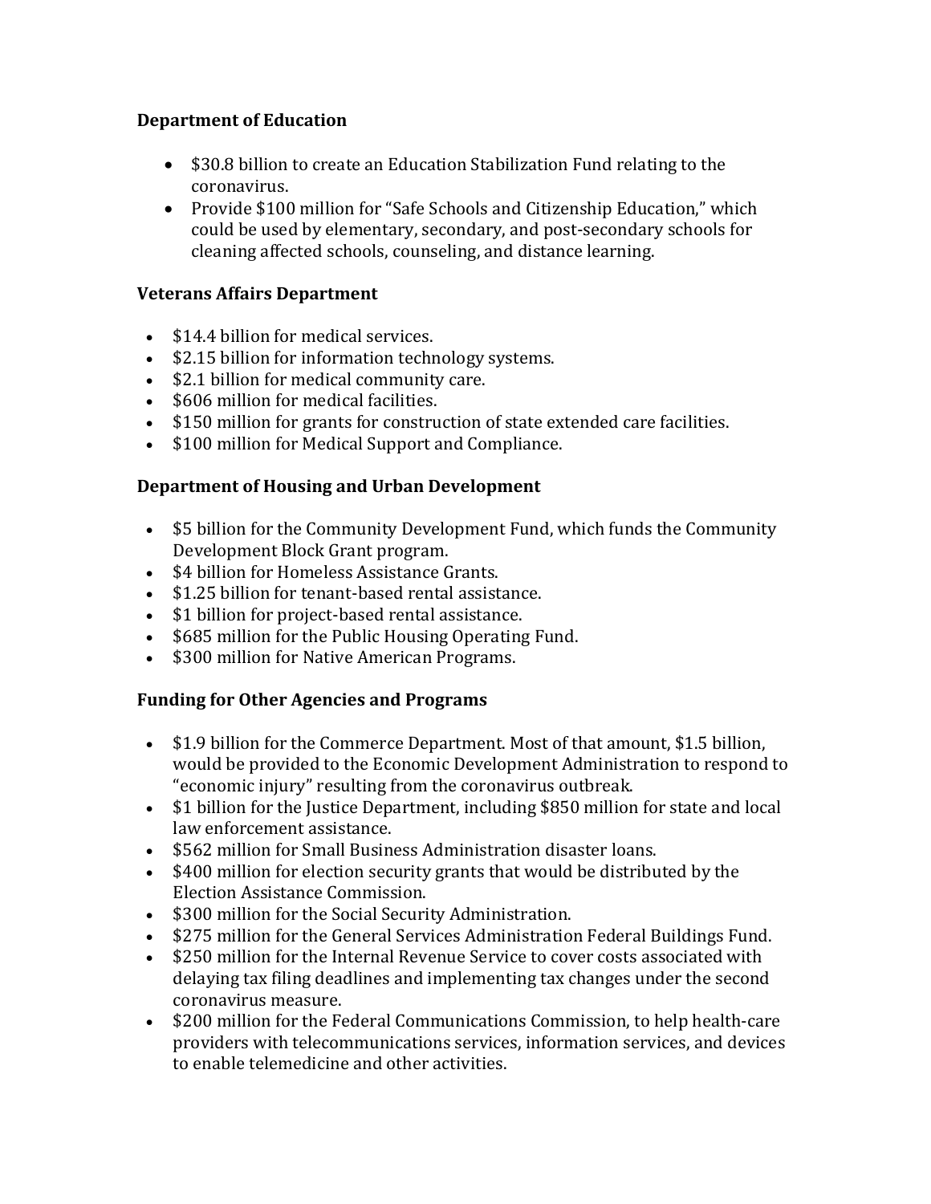**Department of Education**

- $30.8 billion to create an Education Stabilization Fund relating to the coronavirus.
- Provide $100 million for "Safe Schools and Citizenship Education," which could be used by elementary, secondary, and post-secondary schools for cleaning affected schools, counseling, and distance learning.

**Veterans Affairs Department**

- $14.4 billion for medical services.
- $2.15 billion for information technology systems.
- $2.1 billion for medical community care.
- $606 million for medical facilities.
- $150 million for grants for construction of state extended care facilities.
- $100 million for Medical Support and Compliance.

**Department of Housing and Urban Development**

- $5 billion for the Community Development Fund, which funds the Community Development Block Grant program.
- $4 billion for Homeless Assistance Grants.
- $1.25 billion for tenant-based rental assistance.
- $1 billion for project-based rental assistance.
- $685 million for the Public Housing Operating Fund.
- $300 million for Native American Programs.

**Funding for Other Agencies and Programs**

- $1.9 billion for the Commerce Department. Most of that amount, $1.5 billion, would be provided to the Economic Development Administration to respond to "economic injury" resulting from the coronavirus outbreak.
- $1 billion for the Justice Department, including $850 million for state and local law enforcement assistance.
- $562 million for Small Business Administration disaster loans.
- $400 million for election security grants that would be distributed by the Election Assistance Commission.
- $300 million for the Social Security Administration.
- $275 million for the General Services Administration Federal Buildings Fund.
- $250 million for the Internal Revenue Service to cover costs associated with delaying tax filing deadlines and implementing tax changes under the second coronavirus measure.
- $200 million for the Federal Communications Commission, to help health-care providers with telecommunications services, information services, and devices to enable telemedicine and other activities.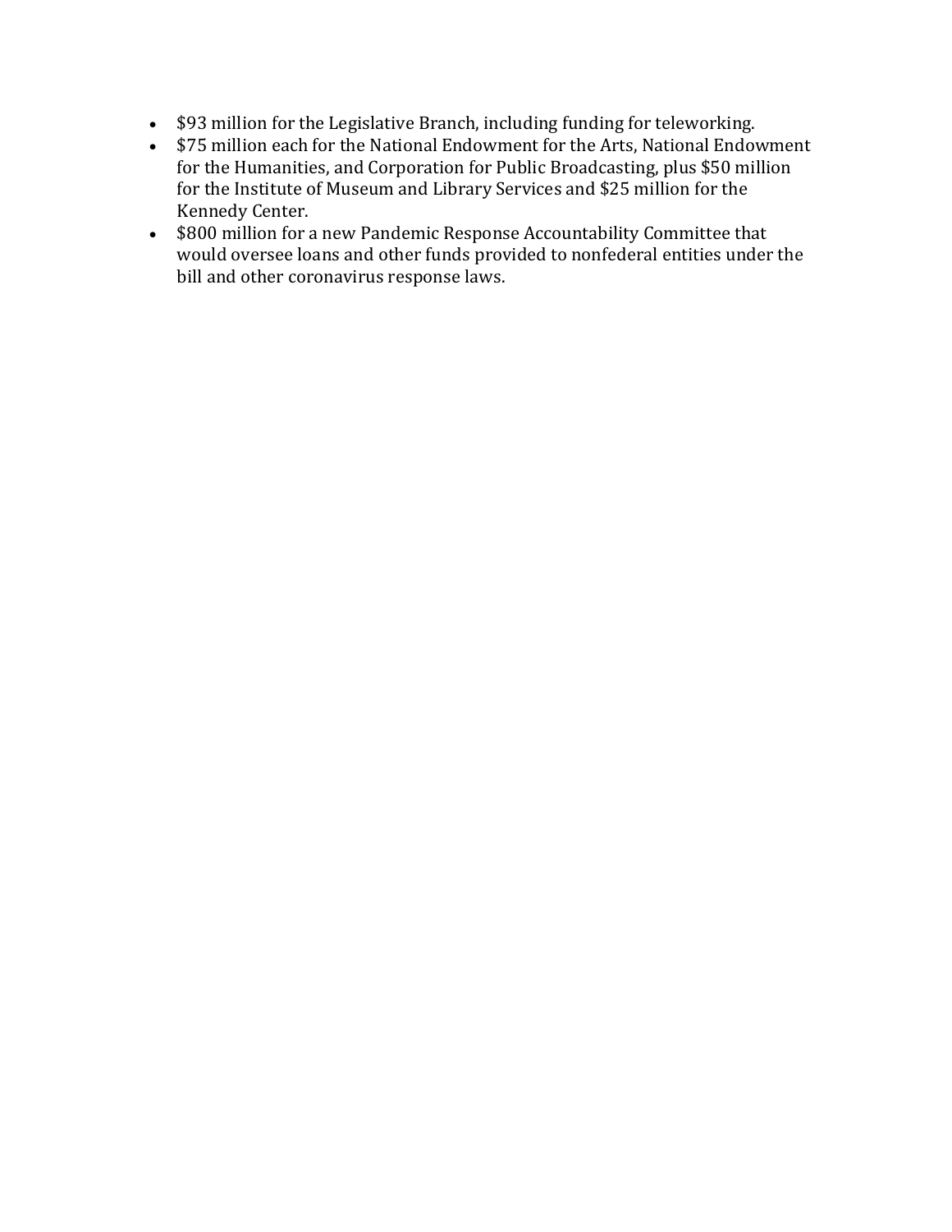- $93 million for the Legislative Branch, including funding for teleworking.
- $75 million each for the National Endowment for the Arts, National Endowment for the Humanities, and Corporation for Public Broadcasting, plus $50 million for the Institute of Museum and Library Services and $25 million for the Kennedy Center.
- $800 million for a new Pandemic Response Accountability Committee that would oversee loans and other funds provided to nonfederal entities under the bill and other coronavirus response laws.